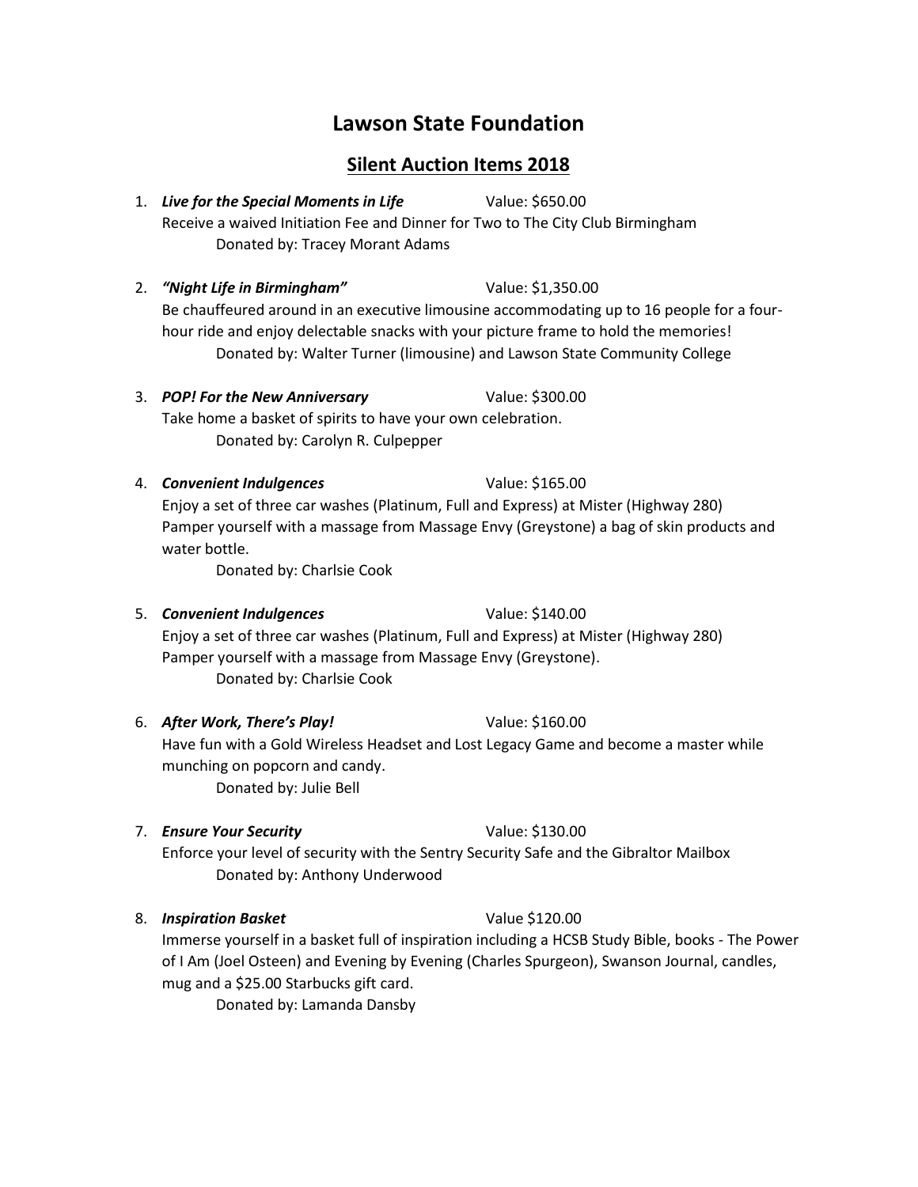# Lawson State Foundation

## Silent Auction Items 2018

1. ***Live for the Special Moments in Life*** Value: $650.00
   Receive a waived Initiation Fee and Dinner for Two to The City Club Birmingham
   Donated by: Tracey Morant Adams

2. ***"Night Life in Birmingham"*** Value: $1,350.00
   Be chauffeured around in an executive limousine accommodating up to 16 people for a four-hour ride and enjoy delectable snacks with your picture frame to hold the memories!
   Donated by: Walter Turner (limousine) and Lawson State Community College

3. ***POP! For the New Anniversary*** Value: $300.00
   Take home a basket of spirits to have your own celebration.
   Donated by: Carolyn R. Culpepper

4. ***Convenient Indulgences*** Value: $165.00
   Enjoy a set of three car washes (Platinum, Full and Express) at Mister (Highway 280)
   Pamper yourself with a massage from Massage Envy (Greystone) a bag of skin products and water bottle.
   Donated by: Charlsie Cook

5. ***Convenient Indulgences*** Value: $140.00
   Enjoy a set of three car washes (Platinum, Full and Express) at Mister (Highway 280)
   Pamper yourself with a massage from Massage Envy (Greystone).
   Donated by: Charlsie Cook

6. ***After Work, There's Play!*** Value: $160.00
   Have fun with a Gold Wireless Headset and Lost Legacy Game and become a master while munching on popcorn and candy.
   Donated by: Julie Bell

7. ***Ensure Your Security*** Value: $130.00
   Enforce your level of security with the Sentry Security Safe and the Gibraltor Mailbox
   Donated by: Anthony Underwood

8. ***Inspiration Basket*** Value $120.00
   Immerse yourself in a basket full of inspiration including a HCSB Study Bible, books - The Power of I Am (Joel Osteen) and Evening by Evening (Charles Spurgeon), Swanson Journal, candles, mug and a $25.00 Starbucks gift card.
   Donated by: Lamanda Dansby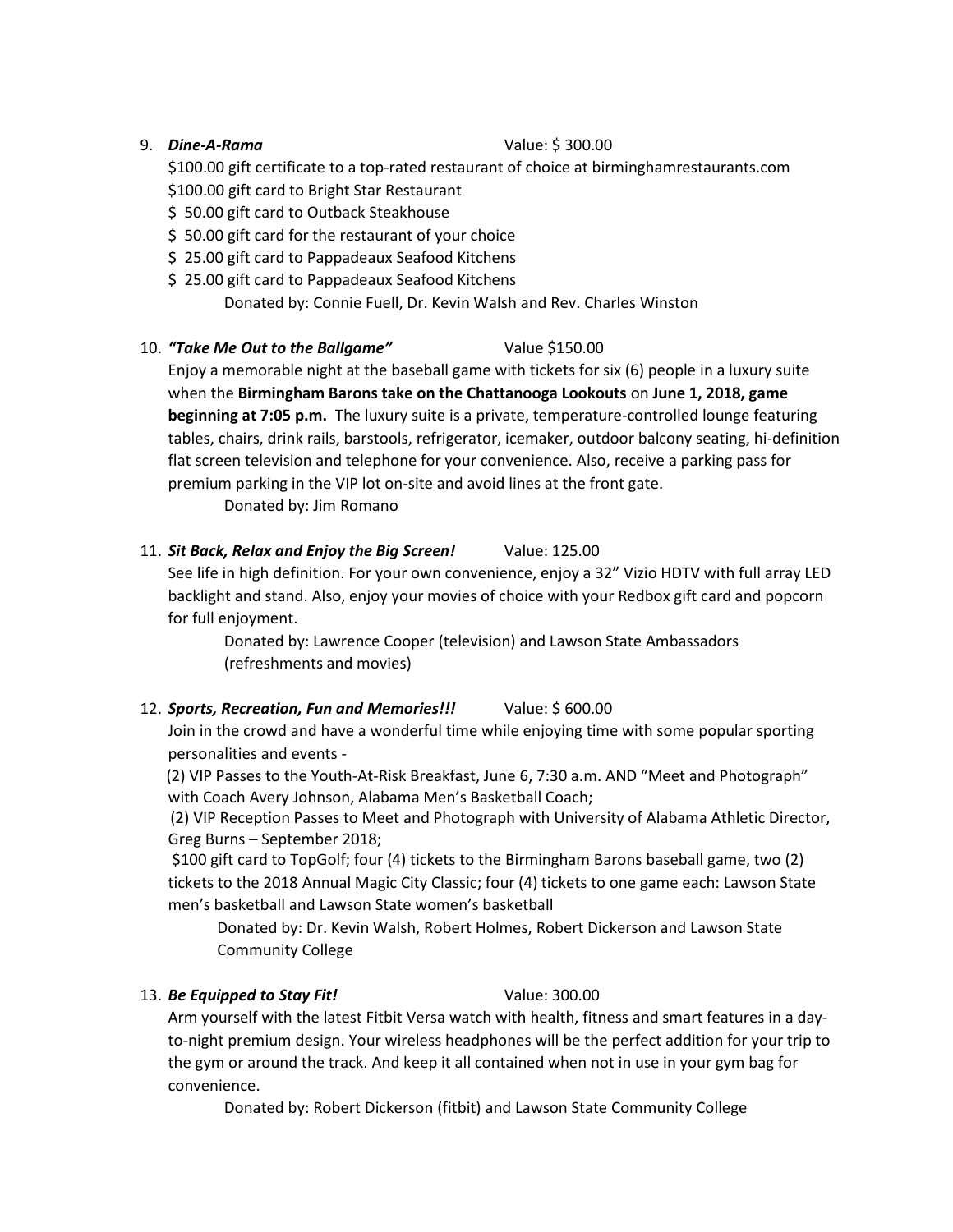9. ***Dine-A-Rama*** Value: $ 300.00

   $100.00 gift certificate to a top-rated restaurant of choice at birminghamrestaurants.com
   $100.00 gift card to Bright Star Restaurant
   $ 50.00 gift card to Outback Steakhouse
   $ 50.00 gift card for the restaurant of your choice
   $ 25.00 gift card to Pappadeaux Seafood Kitchens
   $ 25.00 gift card to Pappadeaux Seafood Kitchens

   Donated by: Connie Fuell, Dr. Kevin Walsh and Rev. Charles Winston

10. ***"Take Me Out to the Ballgame"*** Value $150.00

    Enjoy a memorable night at the baseball game with tickets for six (6) people in a luxury suite when the **Birmingham Barons take on the Chattanooga Lookouts** on **June 1, 2018, game beginning at 7:05 p.m.** The luxury suite is a private, temperature-controlled lounge featuring tables, chairs, drink rails, barstools, refrigerator, icemaker, outdoor balcony seating, hi-definition flat screen television and telephone for your convenience. Also, receive a parking pass for premium parking in the VIP lot on-site and avoid lines at the front gate.

    Donated by: Jim Romano

11. ***Sit Back, Relax and Enjoy the Big Screen!*** Value: 125.00

    See life in high definition. For your own convenience, enjoy a 32" Vizio HDTV with full array LED backlight and stand. Also, enjoy your movies of choice with your Redbox gift card and popcorn for full enjoyment.

    Donated by: Lawrence Cooper (television) and Lawson State Ambassadors (refreshments and movies)

12. ***Sports, Recreation, Fun and Memories!!!*** Value: $ 600.00

    Join in the crowd and have a wonderful time while enjoying time with some popular sporting personalities and events -

    (2) VIP Passes to the Youth-At-Risk Breakfast, June 6, 7:30 a.m. AND "Meet and Photograph" with Coach Avery Johnson, Alabama Men's Basketball Coach;

    (2) VIP Reception Passes to Meet and Photograph with University of Alabama Athletic Director, Greg Burns – September 2018;

    $100 gift card to TopGolf; four (4) tickets to the Birmingham Barons baseball game, two (2) tickets to the 2018 Annual Magic City Classic; four (4) tickets to one game each: Lawson State men's basketball and Lawson State women's basketball

    Donated by: Dr. Kevin Walsh, Robert Holmes, Robert Dickerson and Lawson State Community College

13. ***Be Equipped to Stay Fit!*** Value: 300.00

    Arm yourself with the latest Fitbit Versa watch with health, fitness and smart features in a day-to-night premium design. Your wireless headphones will be the perfect addition for your trip to the gym or around the track. And keep it all contained when not in use in your gym bag for convenience.

    Donated by: Robert Dickerson (fitbit) and Lawson State Community College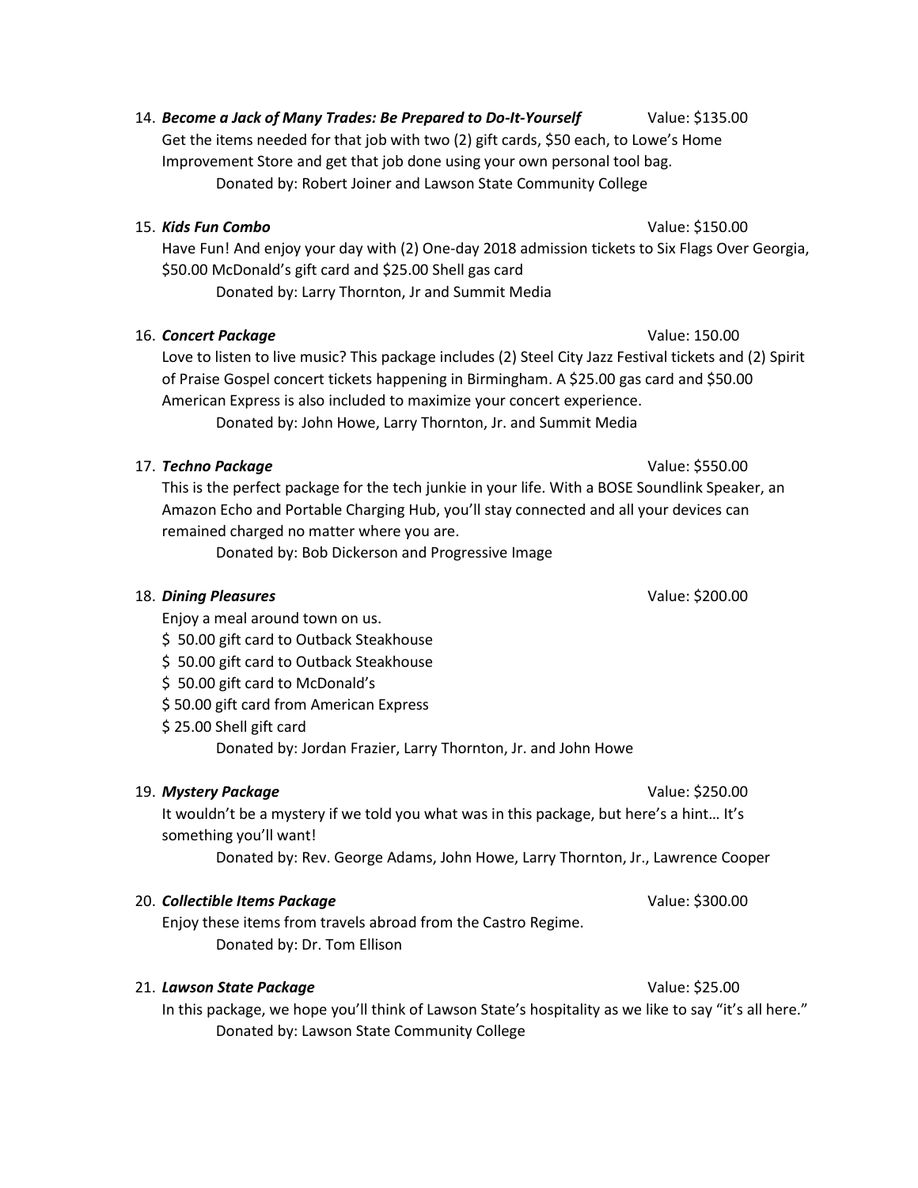14. ***Become a Jack of Many Trades: Be Prepared to Do-It-Yourself*** Value: $135.00
    Get the items needed for that job with two (2) gift cards, $50 each, to Lowe's Home Improvement Store and get that job done using your own personal tool bag.
    Donated by: Robert Joiner and Lawson State Community College

15. ***Kids Fun Combo*** Value: $150.00
    Have Fun! And enjoy your day with (2) One-day 2018 admission tickets to Six Flags Over Georgia, $50.00 McDonald's gift card and $25.00 Shell gas card
    Donated by: Larry Thornton, Jr and Summit Media

16. ***Concert Package*** Value: 150.00
    Love to listen to live music? This package includes (2) Steel City Jazz Festival tickets and (2) Spirit of Praise Gospel concert tickets happening in Birmingham. A $25.00 gas card and $50.00 American Express is also included to maximize your concert experience.
    Donated by: John Howe, Larry Thornton, Jr. and Summit Media

17. ***Techno Package*** Value: $550.00
    This is the perfect package for the tech junkie in your life. With a BOSE Soundlink Speaker, an Amazon Echo and Portable Charging Hub, you'll stay connected and all your devices can remained charged no matter where you are.
    Donated by: Bob Dickerson and Progressive Image

18. ***Dining Pleasures*** Value: $200.00
    Enjoy a meal around town on us.
    $ 50.00 gift card to Outback Steakhouse
    $ 50.00 gift card to Outback Steakhouse
    $ 50.00 gift card to McDonald's
    $ 50.00 gift card from American Express
    $ 25.00 Shell gift card
    Donated by: Jordan Frazier, Larry Thornton, Jr. and John Howe

19. ***Mystery Package*** Value: $250.00
    It wouldn't be a mystery if we told you what was in this package, but here's a hint… It's something you'll want!
    Donated by: Rev. George Adams, John Howe, Larry Thornton, Jr., Lawrence Cooper

20. ***Collectible Items Package*** Value: $300.00
    Enjoy these items from travels abroad from the Castro Regime.
    Donated by: Dr. Tom Ellison

21. ***Lawson State Package*** Value: $25.00
    In this package, we hope you'll think of Lawson State's hospitality as we like to say "it's all here."
    Donated by: Lawson State Community College